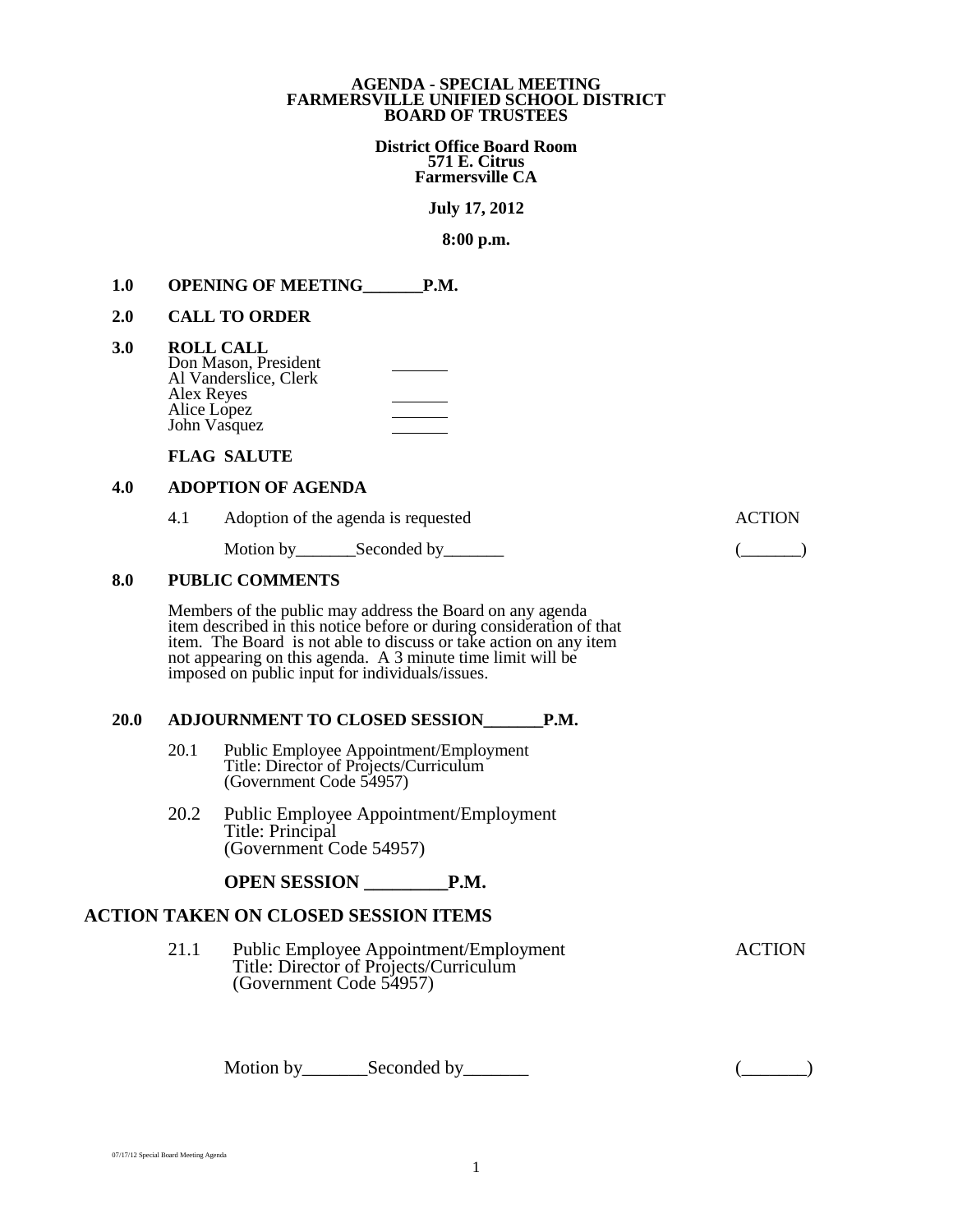**AGENDA - SPECIAL MEETING**
**FARMERSVILLE UNIFIED SCHOOL DISTRICT**
**BOARD OF TRUSTEES**

**District Office Board Room**
**571 E. Citrus**
**Farmersville CA**

**July 17, 2012**

**8:00 p.m.**

**1.0 OPENING OF MEETING_______P.M.**

**2.0 CALL TO ORDER**

**3.0 ROLL CALL**

Don Mason, President _______
Al Vanderslice, Clerk
Alex Reyes _______
Alice Lopez _______
John Vasquez _______

**FLAG SALUTE**

**4.0 ADOPTION OF AGENDA**

4.1 Adoption of the agenda is requested — ACTION

Motion by_______Seconded by_______ (_______)

**8.0 PUBLIC COMMENTS**

Members of the public may address the Board on any agenda item described in this notice before or during consideration of that item. The Board is not able to discuss or take action on any item not appearing on this agenda. A 3 minute time limit will be imposed on public input for individuals/issues.

**20.0 ADJOURNMENT TO CLOSED SESSION_______P.M.**

20.1 Public Employee Appointment/Employment
Title: Director of Projects/Curriculum
(Government Code 54957)

20.2 Public Employee Appointment/Employment
Title: Principal
(Government Code 54957)

**OPEN SESSION _________P.M.**

**ACTION TAKEN ON CLOSED SESSION ITEMS**

21.1 Public Employee Appointment/Employment — ACTION
Title: Director of Projects/Curriculum
(Government Code 54957)

Motion by_______Seconded by_______ (_______)

07/17/12 Special Board Meeting Agenda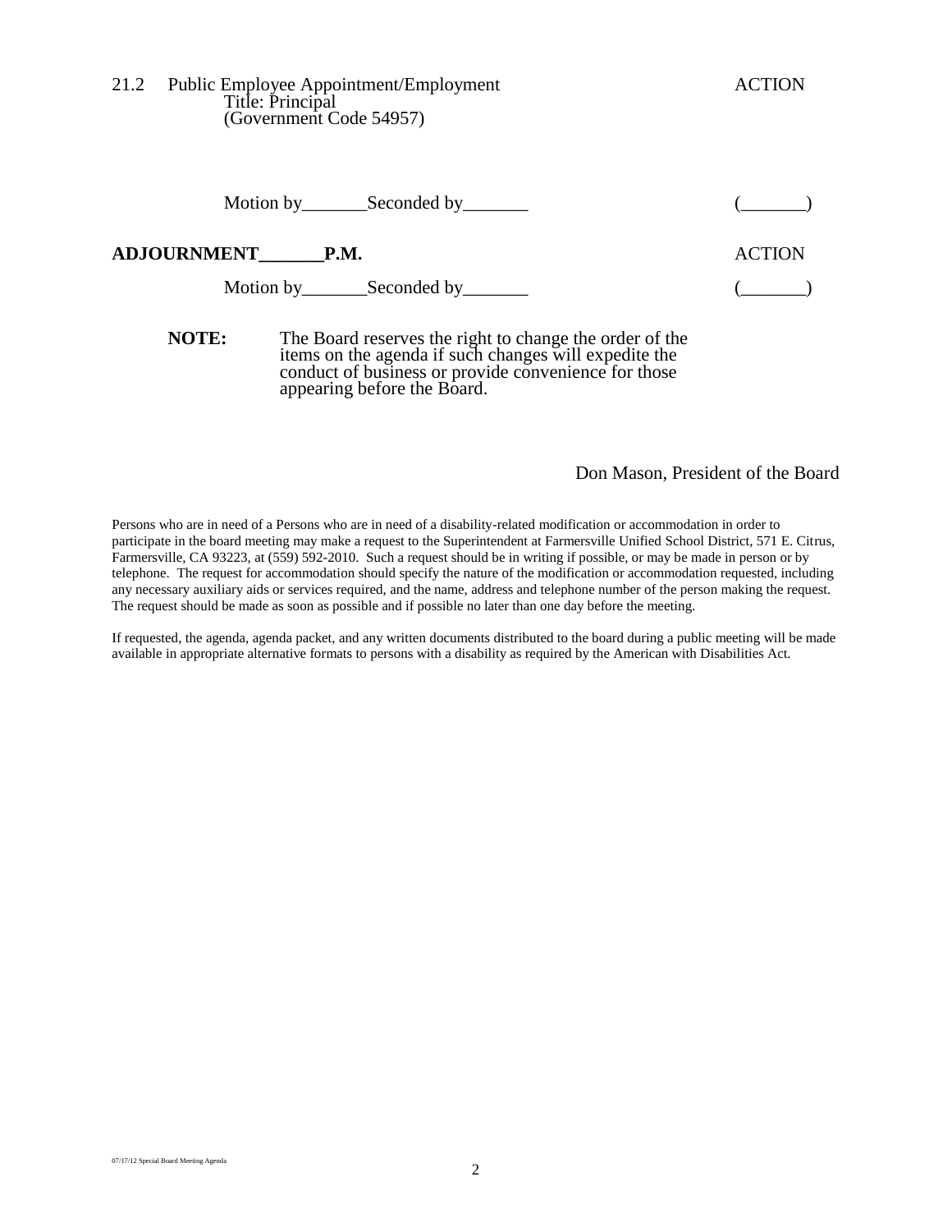21.2 Public Employee Appointment/Employment ACTION
Title: Principal
(Government Code 54957)

Motion by_______Seconded by_______ (_______)

**ADJOURNMENT_______P.M.** ACTION

Motion by_______Seconded by_______ (_______)

**NOTE:** The Board reserves the right to change the order of the items on the agenda if such changes will expedite the conduct of business or provide convenience for those appearing before the Board.

Don Mason, President of the Board

Persons who are in need of a Persons who are in need of a disability-related modification or accommodation in order to participate in the board meeting may make a request to the Superintendent at Farmersville Unified School District, 571 E. Citrus, Farmersville, CA 93223, at (559) 592-2010. Such a request should be in writing if possible, or may be made in person or by telephone. The request for accommodation should specify the nature of the modification or accommodation requested, including any necessary auxiliary aids or services required, and the name, address and telephone number of the person making the request. The request should be made as soon as possible and if possible no later than one day before the meeting.

If requested, the agenda, agenda packet, and any written documents distributed to the board during a public meeting will be made available in appropriate alternative formats to persons with a disability as required by the American with Disabilities Act.